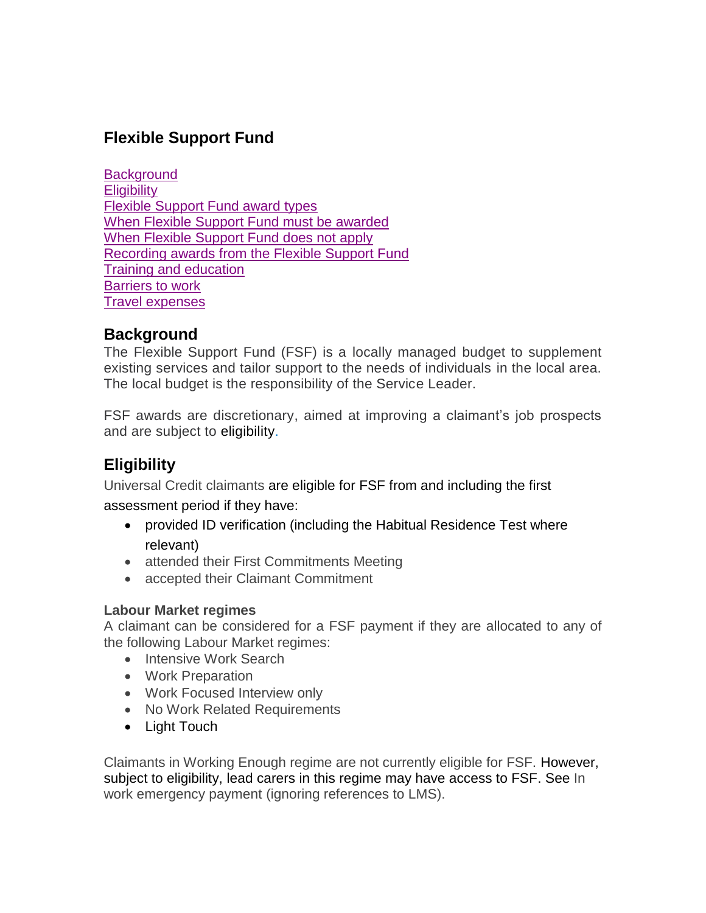# Flexible Support Fund

[Background](#background)
[Eligibility](#eligibility)
[Flexible Support Fund award types](#)
[When Flexible Support Fund must be awarded](#)
[When Flexible Support Fund does not apply](#)
[Recording awards from the Flexible Support Fund](#)
[Training and education](#)
[Barriers to work](#)
[Travel expenses](#)

## Background

The Flexible Support Fund (FSF) is a locally managed budget to supplement existing services and tailor support to the needs of individuals in the local area. The local budget is the responsibility of the Service Leader.

FSF awards are discretionary, aimed at improving a claimant's job prospects and are subject to eligibility.

## Eligibility

Universal Credit claimants are eligible for FSF from and including the first assessment period if they have:

- provided ID verification (including the Habitual Residence Test where relevant)
- attended their First Commitments Meeting
- accepted their Claimant Commitment

### Labour Market regimes

A claimant can be considered for a FSF payment if they are allocated to any of the following Labour Market regimes:

- Intensive Work Search
- Work Preparation
- Work Focused Interview only
- No Work Related Requirements
- Light Touch

Claimants in Working Enough regime are not currently eligible for FSF. However, subject to eligibility, lead carers in this regime may have access to FSF. See In work emergency payment (ignoring references to LMS).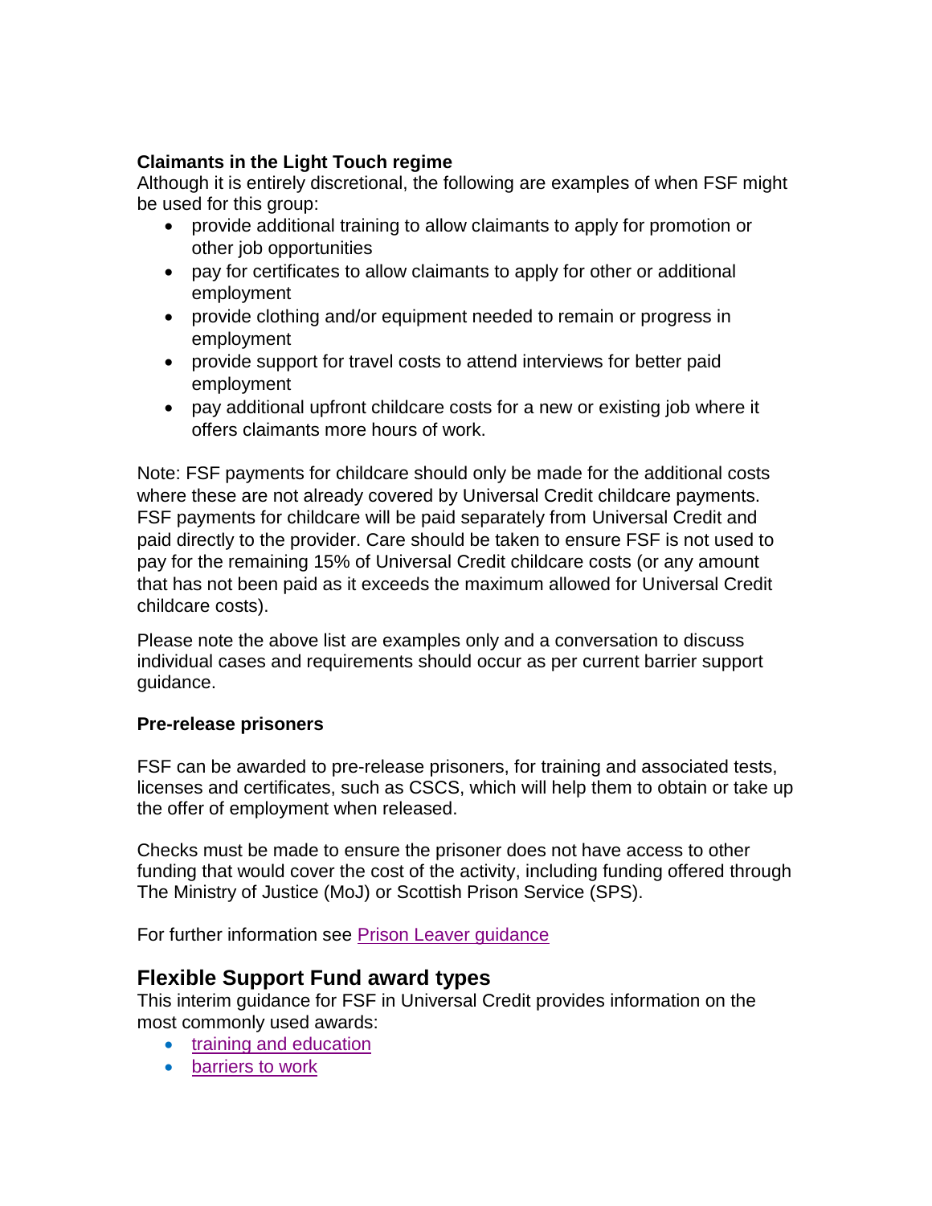**Claimants in the Light Touch regime**

Although it is entirely discretional, the following are examples of when FSF might be used for this group:

- provide additional training to allow claimants to apply for promotion or other job opportunities
- pay for certificates to allow claimants to apply for other or additional employment
- provide clothing and/or equipment needed to remain or progress in employment
- provide support for travel costs to attend interviews for better paid employment
- pay additional upfront childcare costs for a new or existing job where it offers claimants more hours of work.

Note: FSF payments for childcare should only be made for the additional costs where these are not already covered by Universal Credit childcare payments. FSF payments for childcare will be paid separately from Universal Credit and paid directly to the provider. Care should be taken to ensure FSF is not used to pay for the remaining 15% of Universal Credit childcare costs (or any amount that has not been paid as it exceeds the maximum allowed for Universal Credit childcare costs).

Please note the above list are examples only and a conversation to discuss individual cases and requirements should occur as per current barrier support guidance.

**Pre-release prisoners**

FSF can be awarded to pre-release prisoners, for training and associated tests, licenses and certificates, such as CSCS, which will help them to obtain or take up the offer of employment when released.

Checks must be made to ensure the prisoner does not have access to other funding that would cover the cost of the activity, including funding offered through The Ministry of Justice (MoJ) or Scottish Prison Service (SPS).

For further information see Prison Leaver guidance

## Flexible Support Fund award types

This interim guidance for FSF in Universal Credit provides information on the most commonly used awards:

- training and education
- barriers to work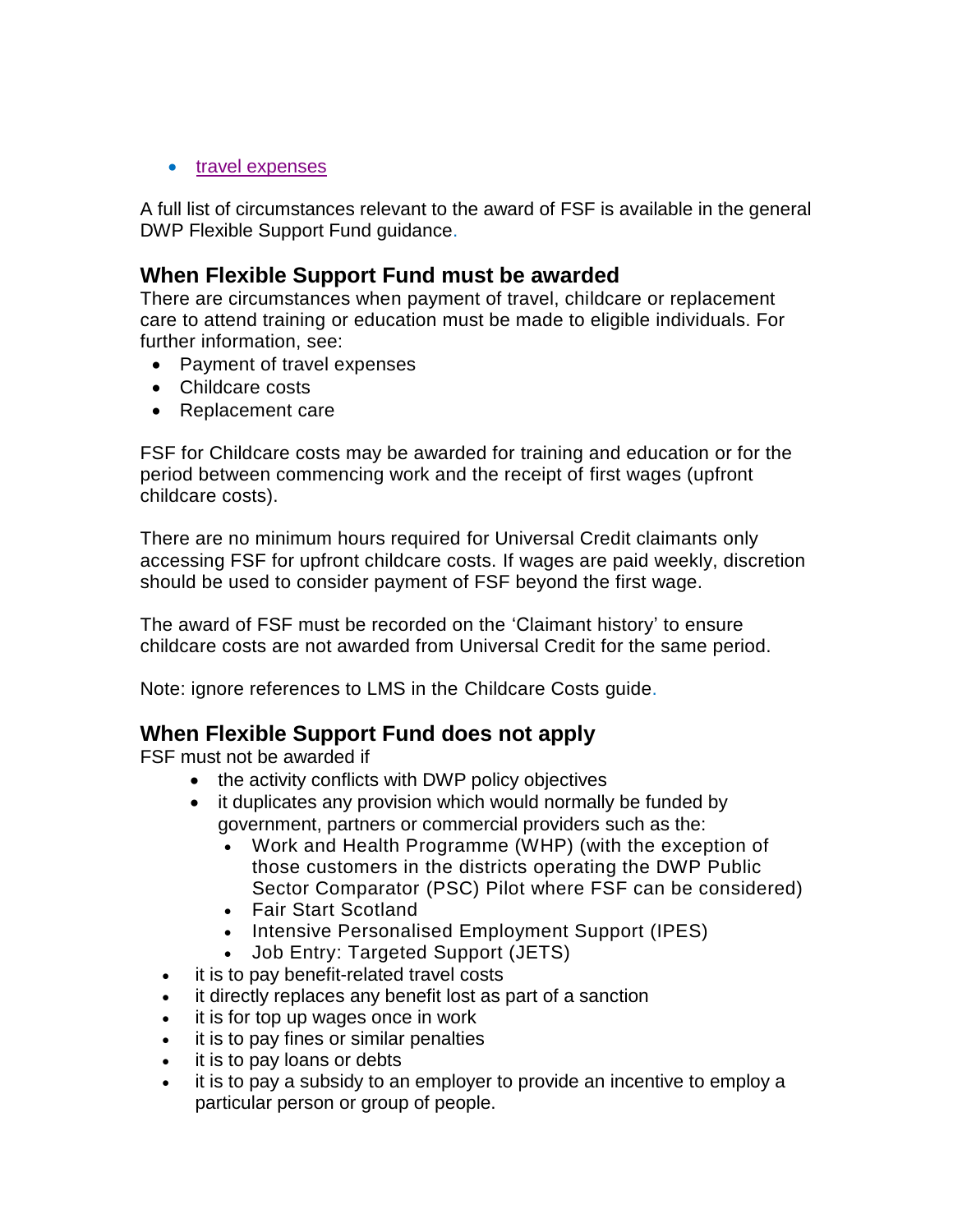- travel expenses

A full list of circumstances relevant to the award of FSF is available in the general DWP Flexible Support Fund guidance.

## When Flexible Support Fund must be awarded

There are circumstances when payment of travel, childcare or replacement care to attend training or education must be made to eligible individuals. For further information, see:

- Payment of travel expenses
- Childcare costs
- Replacement care

FSF for Childcare costs may be awarded for training and education or for the period between commencing work and the receipt of first wages (upfront childcare costs).

There are no minimum hours required for Universal Credit claimants only accessing FSF for upfront childcare costs. If wages are paid weekly, discretion should be used to consider payment of FSF beyond the first wage.

The award of FSF must be recorded on the 'Claimant history' to ensure childcare costs are not awarded from Universal Credit for the same period.

Note: ignore references to LMS in the Childcare Costs guide.

## When Flexible Support Fund does not apply

FSF must not be awarded if

- the activity conflicts with DWP policy objectives
- it duplicates any provision which would normally be funded by government, partners or commercial providers such as the:
  - Work and Health Programme (WHP) (with the exception of those customers in the districts operating the DWP Public Sector Comparator (PSC) Pilot where FSF can be considered)
  - Fair Start Scotland
  - Intensive Personalised Employment Support (IPES)
  - Job Entry: Targeted Support (JETS)
- it is to pay benefit-related travel costs
- it directly replaces any benefit lost as part of a sanction
- it is for top up wages once in work
- it is to pay fines or similar penalties
- it is to pay loans or debts
- it is to pay a subsidy to an employer to provide an incentive to employ a particular person or group of people.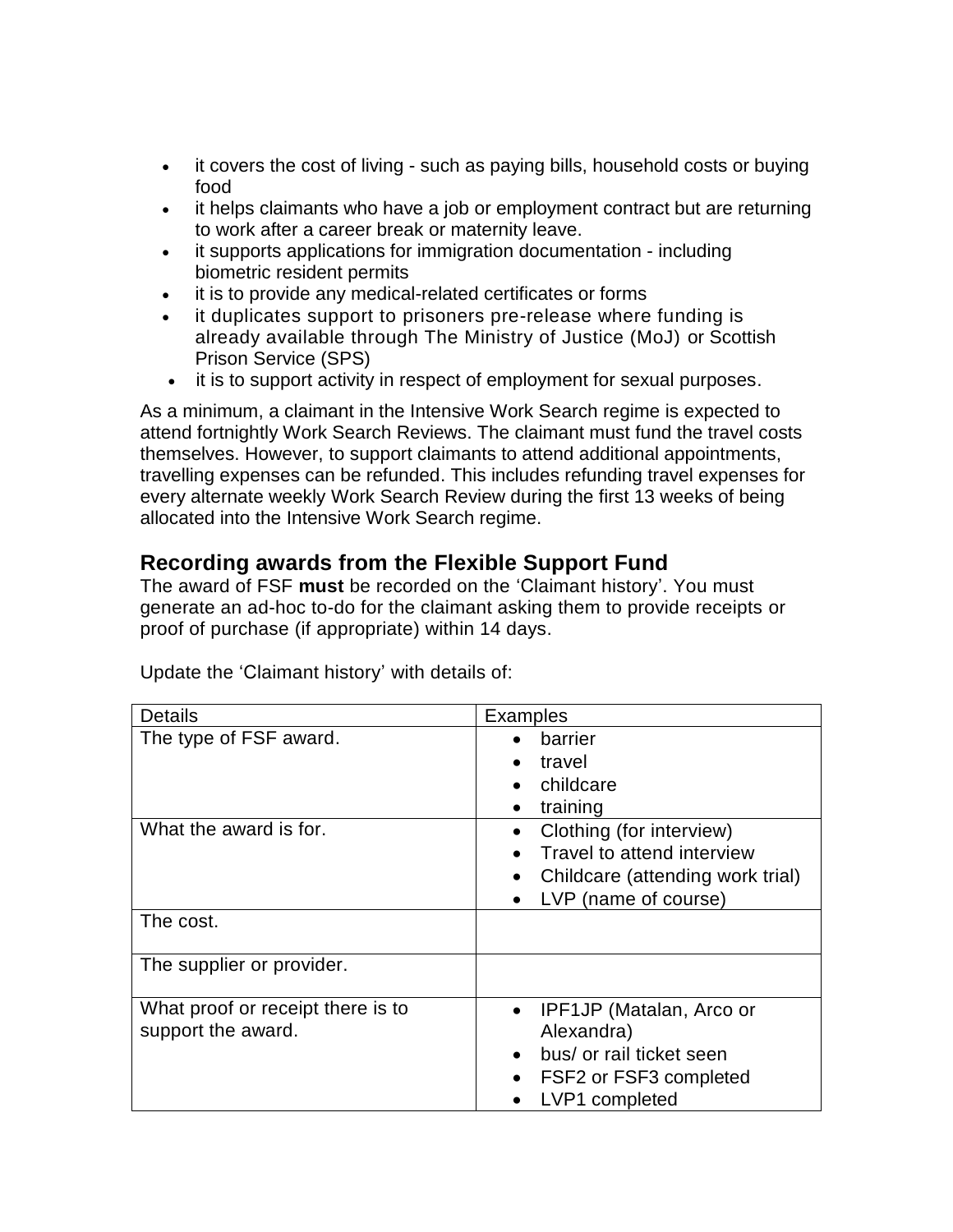- it covers the cost of living - such as paying bills, household costs or buying food
- it helps claimants who have a job or employment contract but are returning to work after a career break or maternity leave.
- it supports applications for immigration documentation - including biometric resident permits
- it is to provide any medical-related certificates or forms
- it duplicates support to prisoners pre-release where funding is already available through The Ministry of Justice (MoJ) or Scottish Prison Service (SPS)
- it is to support activity in respect of employment for sexual purposes.

As a minimum, a claimant in the Intensive Work Search regime is expected to attend fortnightly Work Search Reviews. The claimant must fund the travel costs themselves. However, to support claimants to attend additional appointments, travelling expenses can be refunded. This includes refunding travel expenses for every alternate weekly Work Search Review during the first 13 weeks of being allocated into the Intensive Work Search regime.

## Recording awards from the Flexible Support Fund

The award of FSF **must** be recorded on the 'Claimant history'. You must generate an ad-hoc to-do for the claimant asking them to provide receipts or proof of purchase (if appropriate) within 14 days.

Update the 'Claimant history' with details of:

| Details | Examples |
|---|---|
| The type of FSF award. | • barrier<br>• travel<br>• childcare<br>• training |
| What the award is for. | • Clothing (for interview)<br>• Travel to attend interview<br>• Childcare (attending work trial)<br>• LVP (name of course) |
| The cost. | |
| The supplier or provider. | |
| What proof or receipt there is to support the award. | • IPF1JP (Matalan, Arco or Alexandra)<br>• bus/ or rail ticket seen<br>• FSF2 or FSF3 completed<br>• LVP1 completed |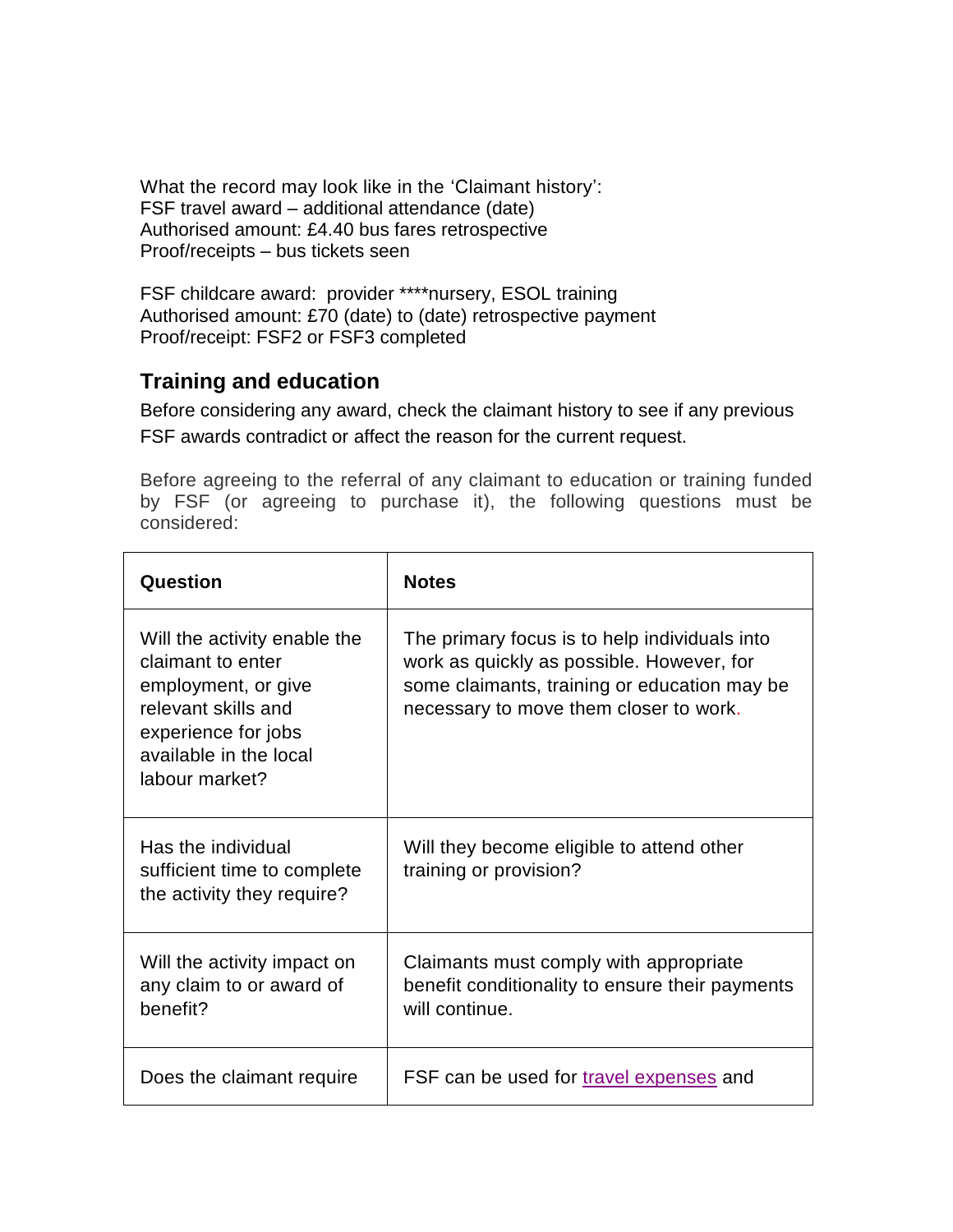What the record may look like in the 'Claimant history':
FSF travel award – additional attendance (date)
Authorised amount: £4.40 bus fares retrospective
Proof/receipts – bus tickets seen

FSF childcare award: provider ****nursery, ESOL training
Authorised amount: £70 (date) to (date) retrospective payment
Proof/receipt: FSF2 or FSF3 completed

## Training and education

Before considering any award, check the claimant history to see if any previous FSF awards contradict or affect the reason for the current request.

Before agreeing to the referral of any claimant to education or training funded by FSF (or agreeing to purchase it), the following questions must be considered:

| Question | Notes |
|---|---|
| Will the activity enable the claimant to enter employment, or give relevant skills and experience for jobs available in the local labour market? | The primary focus is to help individuals into work as quickly as possible. However, for some claimants, training or education may be necessary to move them closer to work. |
| Has the individual sufficient time to complete the activity they require? | Will they become eligible to attend other training or provision? |
| Will the activity impact on any claim to or award of benefit? | Claimants must comply with appropriate benefit conditionality to ensure their payments will continue. |
| Does the claimant require | FSF can be used for travel expenses and |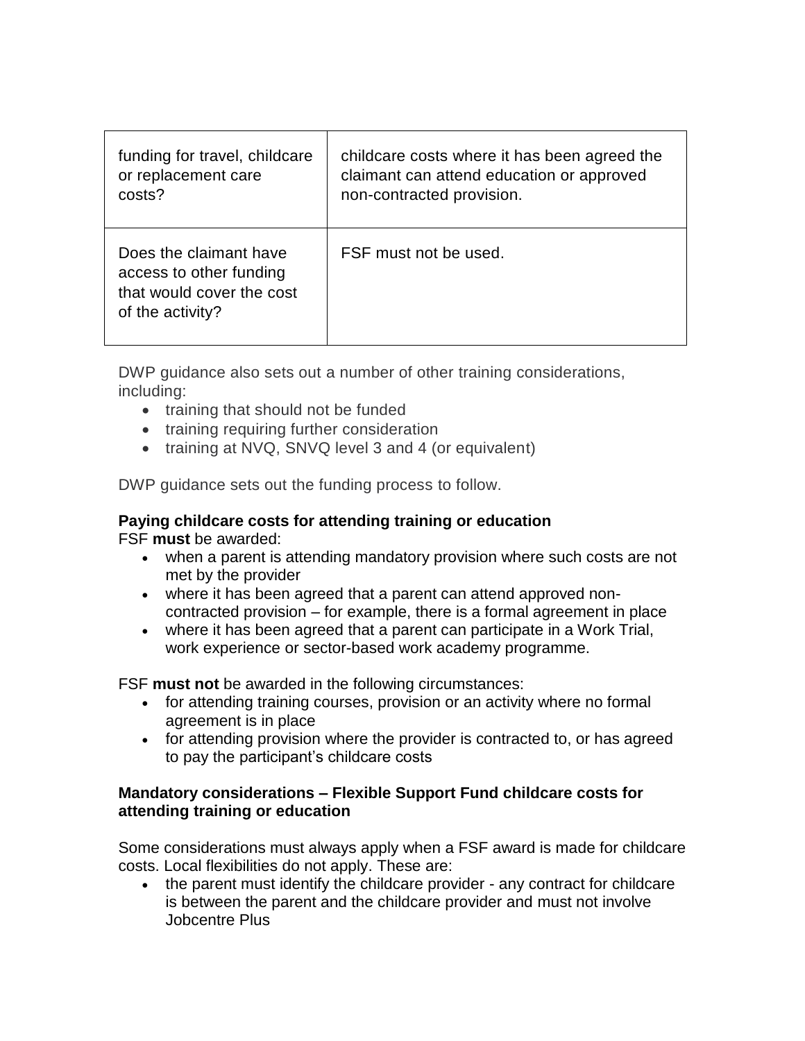| | |
|---|---|
| funding for travel, childcare or replacement care costs? | childcare costs where it has been agreed the claimant can attend education or approved non-contracted provision. |
| Does the claimant have access to other funding that would cover the cost of the activity? | FSF must not be used. |

DWP guidance also sets out a number of other training considerations, including:

- training that should not be funded
- training requiring further consideration
- training at NVQ, SNVQ level 3 and 4 (or equivalent)

DWP guidance sets out the funding process to follow.

**Paying childcare costs for attending training or education**

FSF **must** be awarded:

- when a parent is attending mandatory provision where such costs are not met by the provider
- where it has been agreed that a parent can attend approved non-contracted provision – for example, there is a formal agreement in place
- where it has been agreed that a parent can participate in a Work Trial, work experience or sector-based work academy programme.

FSF **must not** be awarded in the following circumstances:

- for attending training courses, provision or an activity where no formal agreement is in place
- for attending provision where the provider is contracted to, or has agreed to pay the participant's childcare costs

**Mandatory considerations – Flexible Support Fund childcare costs for attending training or education**

Some considerations must always apply when a FSF award is made for childcare costs. Local flexibilities do not apply. These are:

- the parent must identify the childcare provider - any contract for childcare is between the parent and the childcare provider and must not involve Jobcentre Plus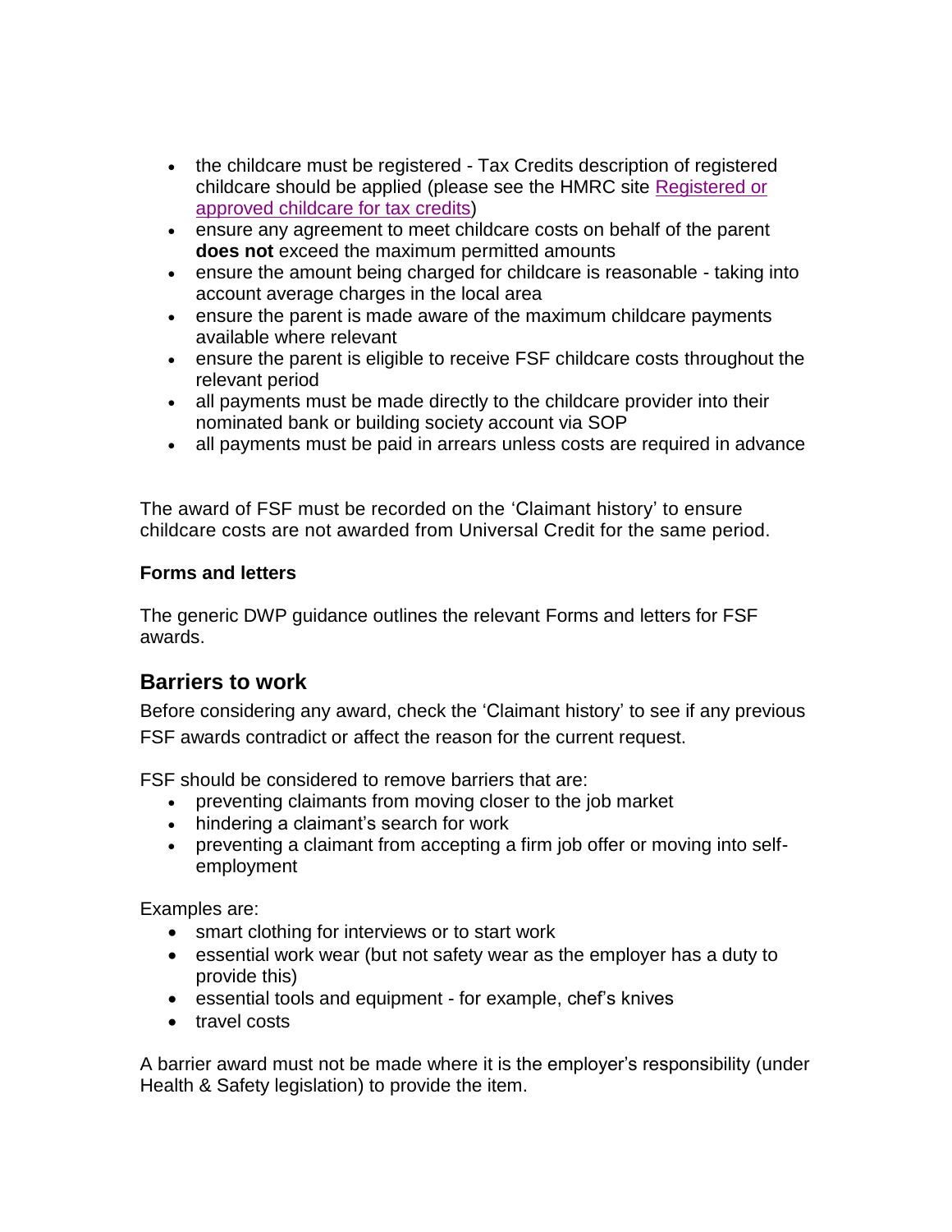- the childcare must be registered - Tax Credits description of registered childcare should be applied (please see the HMRC site [Registered or approved childcare for tax credits](#))
- ensure any agreement to meet childcare costs on behalf of the parent **does not** exceed the maximum permitted amounts
- ensure the amount being charged for childcare is reasonable - taking into account average charges in the local area
- ensure the parent is made aware of the maximum childcare payments available where relevant
- ensure the parent is eligible to receive FSF childcare costs throughout the relevant period
- all payments must be made directly to the childcare provider into their nominated bank or building society account via SOP
- all payments must be paid in arrears unless costs are required in advance

The award of FSF must be recorded on the 'Claimant history' to ensure childcare costs are not awarded from Universal Credit for the same period.

**Forms and letters**

The generic DWP guidance outlines the relevant Forms and letters for FSF awards.

## Barriers to work

Before considering any award, check the 'Claimant history' to see if any previous FSF awards contradict or affect the reason for the current request.

FSF should be considered to remove barriers that are:

- preventing claimants from moving closer to the job market
- hindering a claimant's search for work
- preventing a claimant from accepting a firm job offer or moving into self-employment

Examples are:

- smart clothing for interviews or to start work
- essential work wear (but not safety wear as the employer has a duty to provide this)
- essential tools and equipment - for example, chef's knives
- travel costs

A barrier award must not be made where it is the employer's responsibility (under Health & Safety legislation) to provide the item.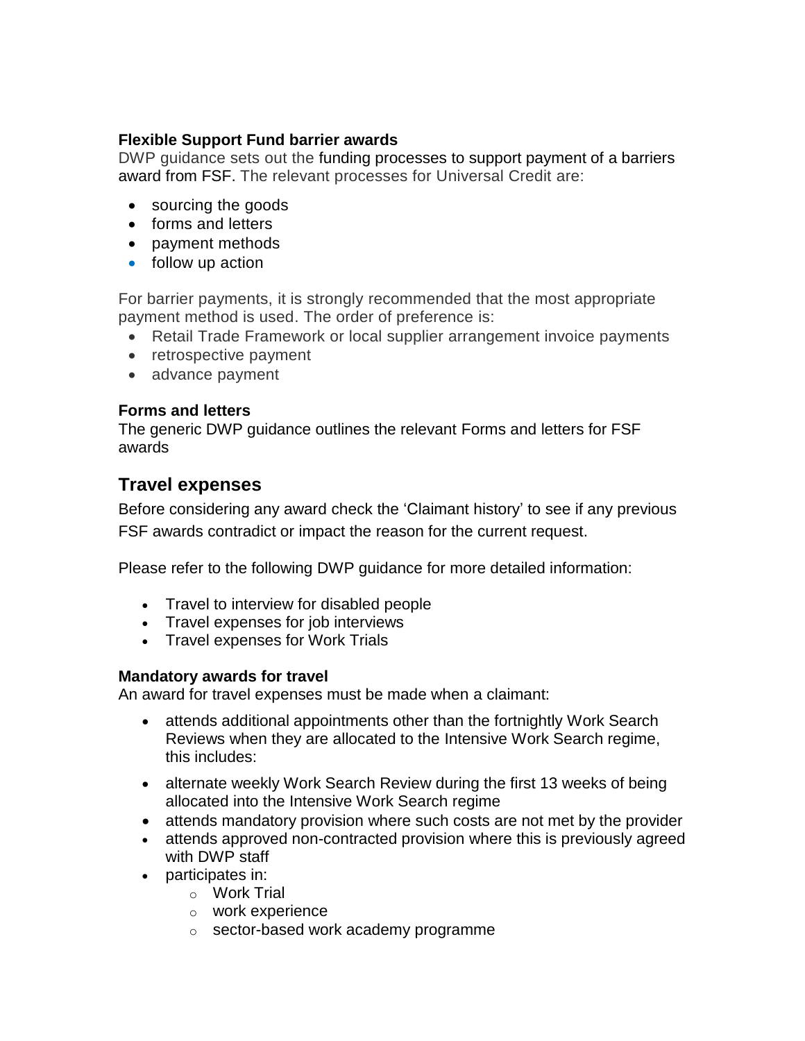### Flexible Support Fund barrier awards

DWP guidance sets out the funding processes to support payment of a barriers award from FSF. The relevant processes for Universal Credit are:

- sourcing the goods
- forms and letters
- payment methods
- follow up action

For barrier payments, it is strongly recommended that the most appropriate payment method is used. The order of preference is:

- Retail Trade Framework or local supplier arrangement invoice payments
- retrospective payment
- advance payment

### Forms and letters

The generic DWP guidance outlines the relevant Forms and letters for FSF awards

## Travel expenses

Before considering any award check the 'Claimant history' to see if any previous FSF awards contradict or impact the reason for the current request.

Please refer to the following DWP guidance for more detailed information:

- Travel to interview for disabled people
- Travel expenses for job interviews
- Travel expenses for Work Trials

### Mandatory awards for travel

An award for travel expenses must be made when a claimant:

- attends additional appointments other than the fortnightly Work Search Reviews when they are allocated to the Intensive Work Search regime, this includes:
- alternate weekly Work Search Review during the first 13 weeks of being allocated into the Intensive Work Search regime
- attends mandatory provision where such costs are not met by the provider
- attends approved non-contracted provision where this is previously agreed with DWP staff
- participates in:
  - Work Trial
  - work experience
  - sector-based work academy programme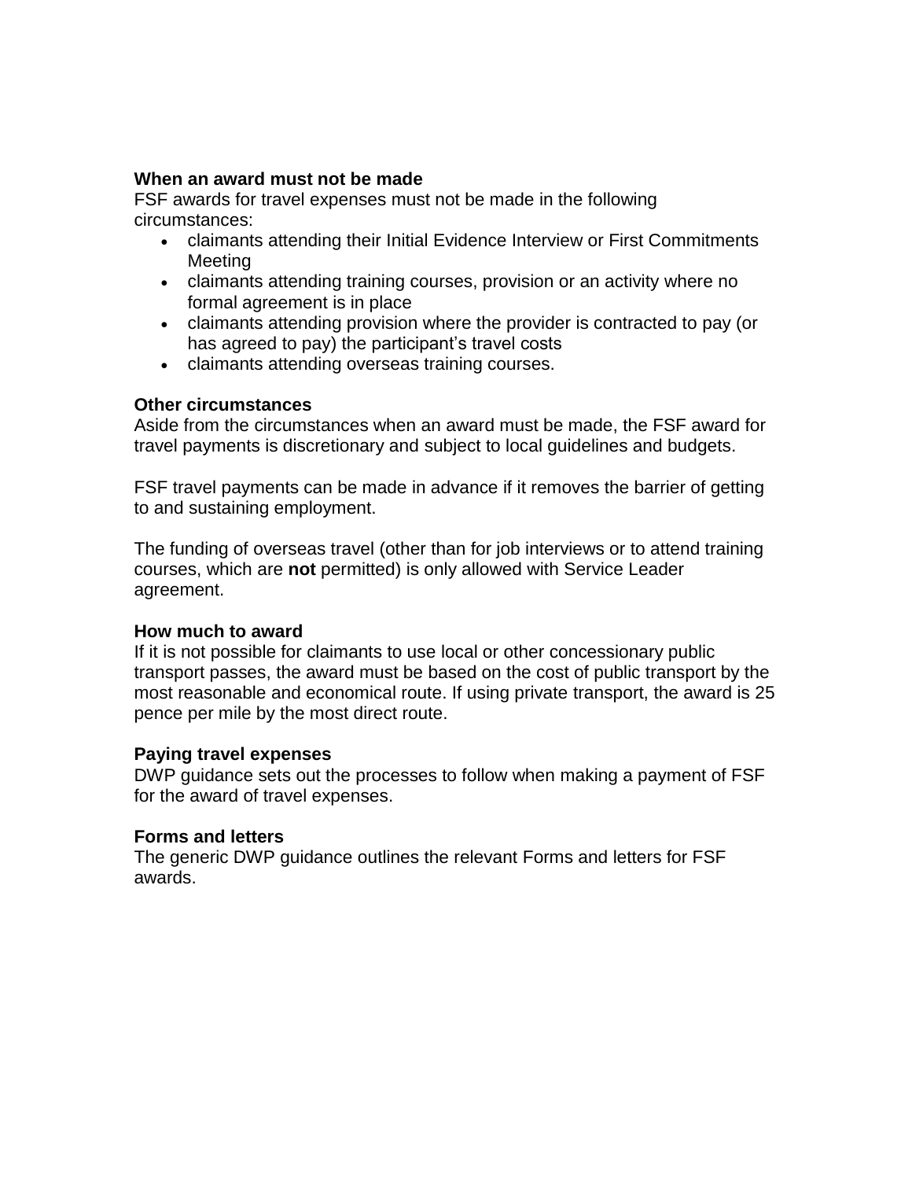**When an award must not be made**

FSF awards for travel expenses must not be made in the following circumstances:

- claimants attending their Initial Evidence Interview or First Commitments Meeting
- claimants attending training courses, provision or an activity where no formal agreement is in place
- claimants attending provision where the provider is contracted to pay (or has agreed to pay) the participant's travel costs
- claimants attending overseas training courses.

**Other circumstances**

Aside from the circumstances when an award must be made, the FSF award for travel payments is discretionary and subject to local guidelines and budgets.

FSF travel payments can be made in advance if it removes the barrier of getting to and sustaining employment.

The funding of overseas travel (other than for job interviews or to attend training courses, which are **not** permitted) is only allowed with Service Leader agreement.

**How much to award**

If it is not possible for claimants to use local or other concessionary public transport passes, the award must be based on the cost of public transport by the most reasonable and economical route. If using private transport, the award is 25 pence per mile by the most direct route.

**Paying travel expenses**

DWP guidance sets out the processes to follow when making a payment of FSF for the award of travel expenses.

**Forms and letters**

The generic DWP guidance outlines the relevant Forms and letters for FSF awards.